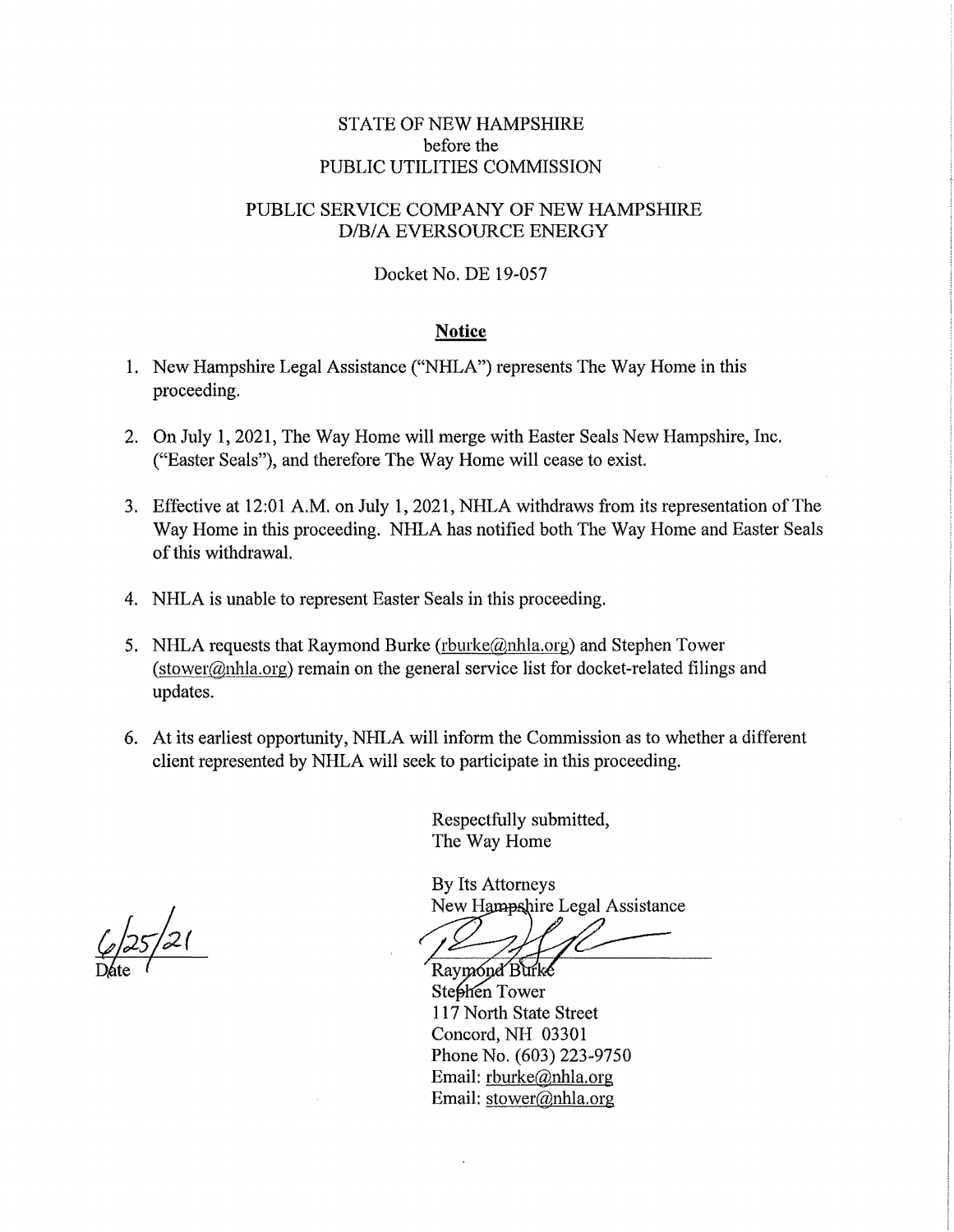STATE OF NEW HAMPSHIRE
before the
PUBLIC UTILITIES COMMISSION

PUBLIC SERVICE COMPANY OF NEW HAMPSHIRE
D/B/A EVERSOURCE ENERGY

Docket No. DE 19-057

## Notice

1. New Hampshire Legal Assistance ("NHLA") represents The Way Home in this proceeding.

2. On July 1, 2021, The Way Home will merge with Easter Seals New Hampshire, Inc. ("Easter Seals"), and therefore The Way Home will cease to exist.

3. Effective at 12:01 A.M. on July 1, 2021, NHLA withdraws from its representation of The Way Home in this proceeding. NHLA has notified both The Way Home and Easter Seals of this withdrawal.

4. NHLA is unable to represent Easter Seals in this proceeding.

5. NHLA requests that Raymond Burke (rburke@nhla.org) and Stephen Tower (stower@nhla.org) remain on the general service list for docket-related filings and updates.

6. At its earliest opportunity, NHLA will inform the Commission as to whether a different client represented by NHLA will seek to participate in this proceeding.

Respectfully submitted,
The Way Home

By Its Attorneys
New Hampshire Legal Assistance

Raymond Burke
Stephen Tower
117 North State Street
Concord, NH 03301
Phone No. (603) 223-9750
Email: rburke@nhla.org
Email: stower@nhla.org

6/25/21
Date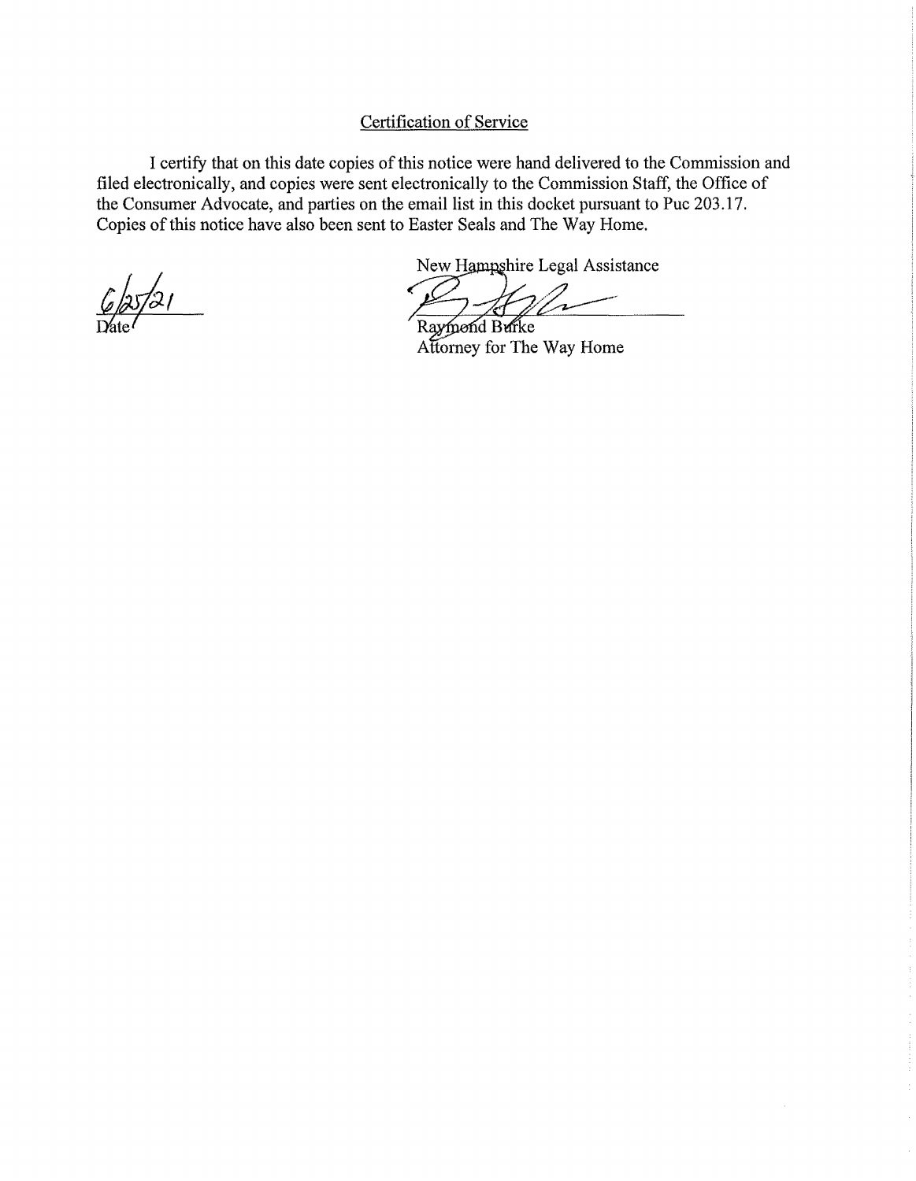## Certification of Service

I certify that on this date copies of this notice were hand delivered to the Commission and filed electronically, and copies were sent electronically to the Commission Staff, the Office of the Consumer Advocate, and parties on the email list in this docket pursuant to Puc 203.17. Copies of this notice have also been sent to Easter Seals and The Way Home.

6/25/21
Date

New Hampshire Legal Assistance

Raymond Burke
Attorney for The Way Home